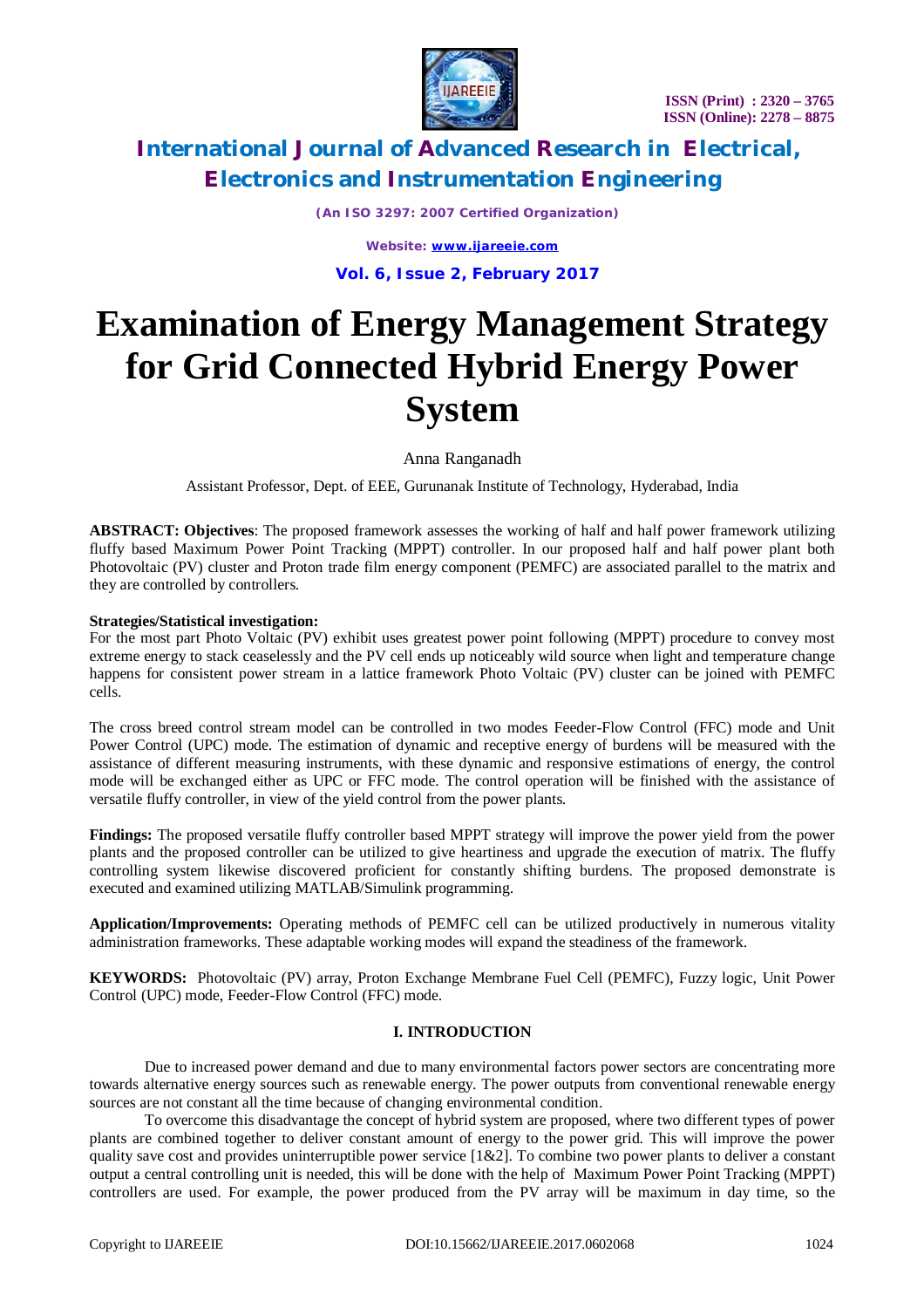# Examination of Energy Management Strategy for Grid Connected Hybrid Energy Power System

Anna Ranganadh

Assistant Professor, Dept. of EEE, Gurunanak Institute of Technology, Hyderabad, India

**ABSTRACT: Objectives**: The proposed framework assesses the working of half and half power framework utilizing fluffy based Maximum Power Point Tracking (MPPT) controller. In our proposed half and half power plant both Photovoltaic (PV) cluster and Proton trade film energy component (PEMFC) are associated parallel to the matrix and they are controlled by controllers.

**Strategies/Statistical investigation:**
For the most part Photo Voltaic (PV) exhibit uses greatest power point following (MPPT) procedure to convey most extreme energy to stack ceaselessly and the PV cell ends up noticeably wild source when light and temperature change happens for consistent power stream in a lattice framework Photo Voltaic (PV) cluster can be joined with PEMFC cells.

The cross breed control stream model can be controlled in two modes Feeder-Flow Control (FFC) mode and Unit Power Control (UPC) mode. The estimation of dynamic and receptive energy of burdens will be measured with the assistance of different measuring instruments, with these dynamic and responsive estimations of energy, the control mode will be exchanged either as UPC or FFC mode. The control operation will be finished with the assistance of versatile fluffy controller, in view of the yield control from the power plants.

**Findings:** The proposed versatile fluffy controller based MPPT strategy will improve the power yield from the power plants and the proposed controller can be utilized to give heartiness and upgrade the execution of matrix. The fluffy controlling system likewise discovered proficient for constantly shifting burdens. The proposed demonstrate is executed and examined utilizing MATLAB/Simulink programming.

**Application/Improvements:** Operating methods of PEMFC cell can be utilized productively in numerous vitality administration frameworks. These adaptable working modes will expand the steadiness of the framework.

**KEYWORDS:** Photovoltaic (PV) array, Proton Exchange Membrane Fuel Cell (PEMFC), Fuzzy logic, Unit Power Control (UPC) mode, Feeder-Flow Control (FFC) mode.

## I. INTRODUCTION

Due to increased power demand and due to many environmental factors power sectors are concentrating more towards alternative energy sources such as renewable energy. The power outputs from conventional renewable energy sources are not constant all the time because of changing environmental condition.

To overcome this disadvantage the concept of hybrid system are proposed, where two different types of power plants are combined together to deliver constant amount of energy to the power grid. This will improve the power quality save cost and provides uninterruptible power service [1&2]. To combine two power plants to deliver a constant output a central controlling unit is needed, this will be done with the help of Maximum Power Point Tracking (MPPT) controllers are used. For example, the power produced from the PV array will be maximum in day time, so the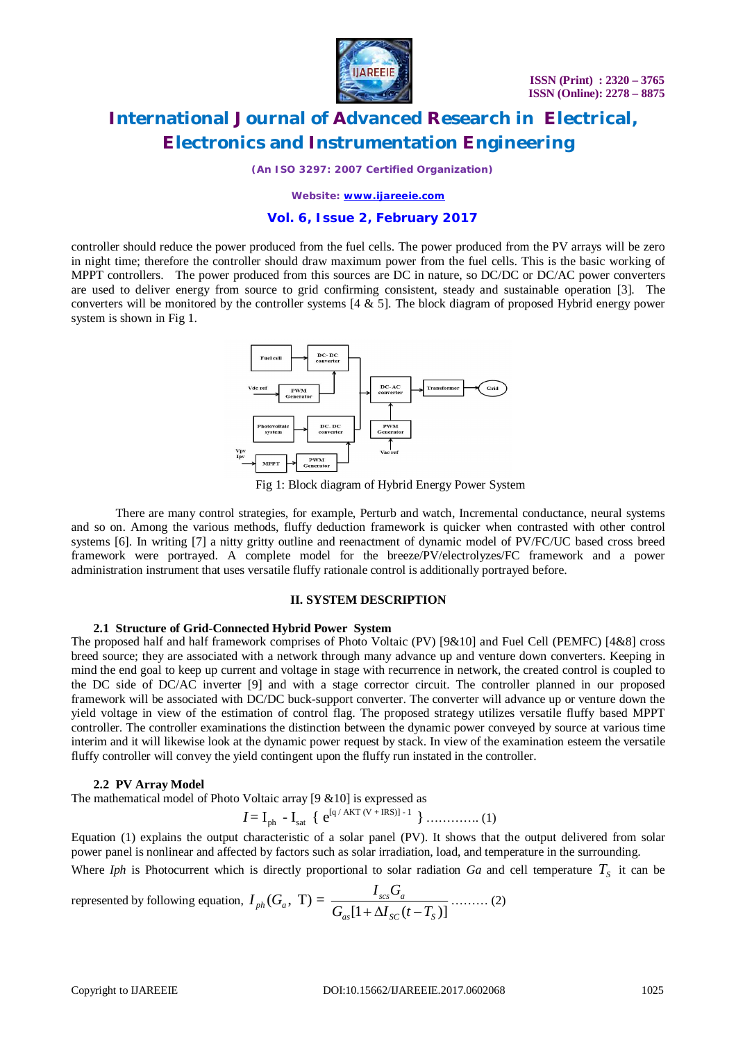controller should reduce the power produced from the fuel cells. The power produced from the PV arrays will be zero in night time; therefore the controller should draw maximum power from the fuel cells. This is the basic working of MPPT controllers. The power produced from this sources are DC in nature, so DC/DC or DC/AC power converters are used to deliver energy from source to grid confirming consistent, steady and sustainable operation [3]. The converters will be monitored by the controller systems [4 & 5]. The block diagram of proposed Hybrid energy power system is shown in Fig 1.

Fig 1: Block diagram of Hybrid Energy Power System

There are many control strategies, for example, Perturb and watch, Incremental conductance, neural systems and so on. Among the various methods, fluffy deduction framework is quicker when contrasted with other control systems [6]. In writing [7] a nitty gritty outline and reenactment of dynamic model of PV/FC/UC based cross breed framework were portrayed. A complete model for the breeze/PV/electrolyzes/FC framework and a power administration instrument that uses versatile fluffy rationale control is additionally portrayed before.

## II. SYSTEM DESCRIPTION

### 2.1 Structure of Grid-Connected Hybrid Power System

The proposed half and half framework comprises of Photo Voltaic (PV) [9&10] and Fuel Cell (PEMFC) [4&8] cross breed source; they are associated with a network through many advance up and venture down converters. Keeping in mind the end goal to keep up current and voltage in stage with recurrence in network, the created control is coupled to the DC side of DC/AC inverter [9] and with a stage corrector circuit. The controller planned in our proposed framework will be associated with DC/DC buck-support converter. The converter will advance up or venture down the yield voltage in view of the estimation of control flag. The proposed strategy utilizes versatile fluffy based MPPT controller. The controller examinations the distinction between the dynamic power conveyed by source at various time interim and it will likewise look at the dynamic power request by stack. In view of the examination esteem the versatile fluffy controller will convey the yield contingent upon the fluffy run instated in the controller.

### 2.2 PV Array Model

The mathematical model of Photo Voltaic array [9 &10] is expressed as

$$I = I_{ph} - I_{sat} \{ e^{[q / AKT (V + IRS)] - 1} \} \text{ ............ (1)}$$

Equation (1) explains the output characteristic of a solar panel (PV). It shows that the output delivered from solar power panel is nonlinear and affected by factors such as solar irradiation, load, and temperature in the surrounding.

Where *Iph* is Photocurrent which is directly proportional to solar radiation *Ga* and cell temperature $T_S$ it can be represented by following equation, $I_{ph}(G_a, \text{ T}) = \dfrac{I_{scs}G_a}{G_{as}[1 + \Delta I_{SC}(t - T_S)]}$ ......... (2)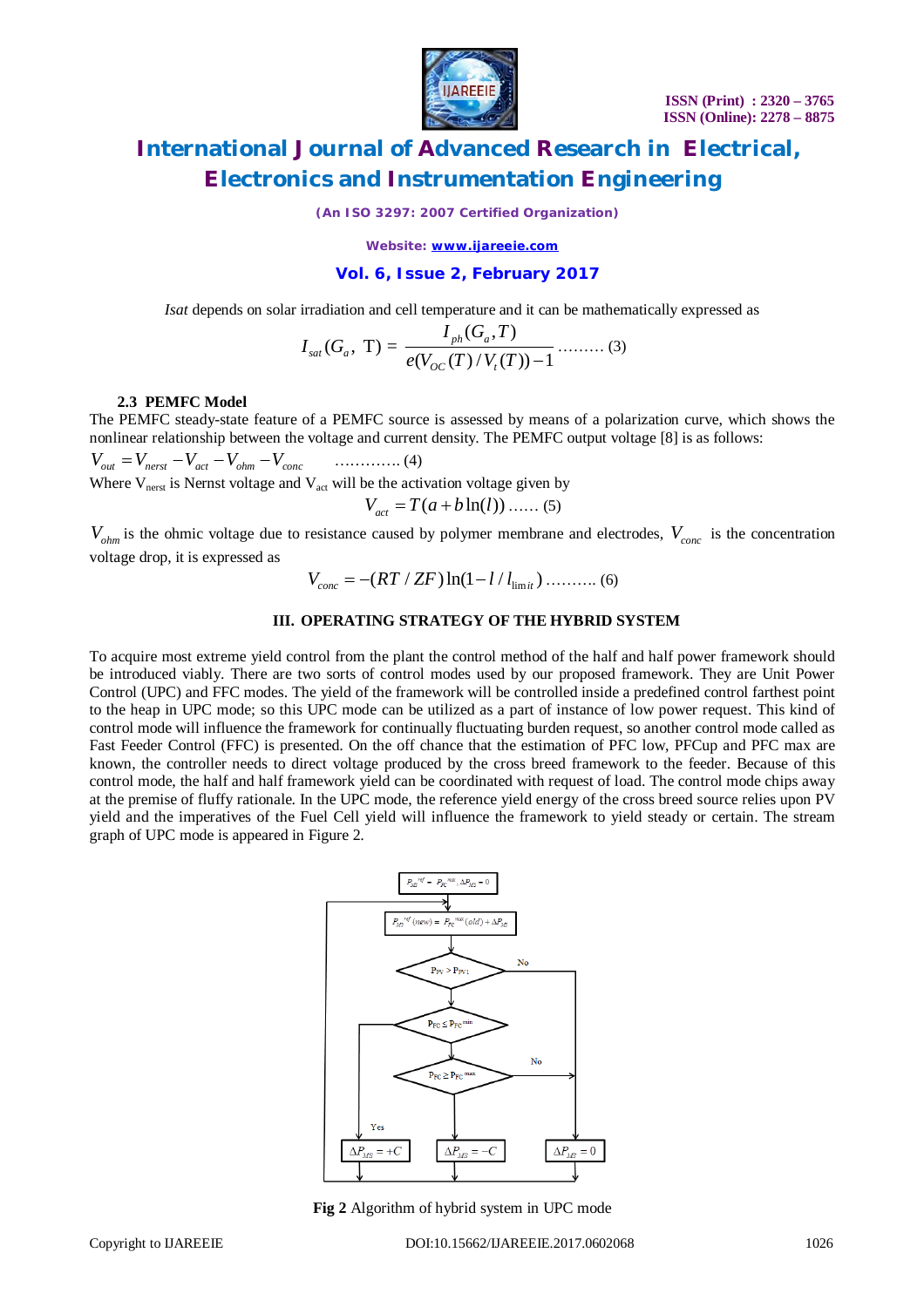*Isat* depends on solar irradiation and cell temperature and it can be mathematically expressed as

$$I_{sat}(G_a, \text{T}) = \frac{I_{ph}(G_a, T)}{e(V_{OC}(T)/V_t(T)) - 1} \text{......... (3)}$$

### 2.3 PEMFC Model

The PEMFC steady-state feature of a PEMFC source is assessed by means of a polarization curve, which shows the nonlinear relationship between the voltage and current density. The PEMFC output voltage [8] is as follows:

$$V_{out} = V_{nerst} - V_{act} - V_{ohm} - V_{conc} \quad \text{............ (4)}$$

Where $V_{nerst}$ is Nernst voltage and $V_{act}$ will be the activation voltage given by

$$V_{act} = T(a + b\ln(l)) \text{...... (5)}$$

$V_{ohm}$ is the ohmic voltage due to resistance caused by polymer membrane and electrodes, $V_{conc}$ is the concentration voltage drop, it is expressed as

$$V_{conc} = -(RT / ZF)\ln(1 - l / l_{limit}) \text{.......... (6)}$$

## III. OPERATING STRATEGY OF THE HYBRID SYSTEM

To acquire most extreme yield control from the plant the control method of the half and half power framework should be introduced viably. There are two sorts of control modes used by our proposed framework. They are Unit Power Control (UPC) and FFC modes. The yield of the framework will be controlled inside a predefined control farthest point to the heap in UPC mode; so this UPC mode can be utilized as a part of instance of low power request. This kind of control mode will influence the framework for continually fluctuating burden request, so another control mode called as Fast Feeder Control (FFC) is presented. On the off chance that the estimation of PFC low, PFCup and PFC max are known, the controller needs to direct voltage produced by the cross breed framework to the feeder. Because of this control mode, the half and half framework yield can be coordinated with request of load. The control mode chips away at the premise of fluffy rationale. In the UPC mode, the reference yield energy of the cross breed source relies upon PV yield and the imperatives of the Fuel Cell yield will influence the framework to yield steady or certain. The stream graph of UPC mode is appeared in Figure 2.

**Fig 2** Algorithm of hybrid system in UPC mode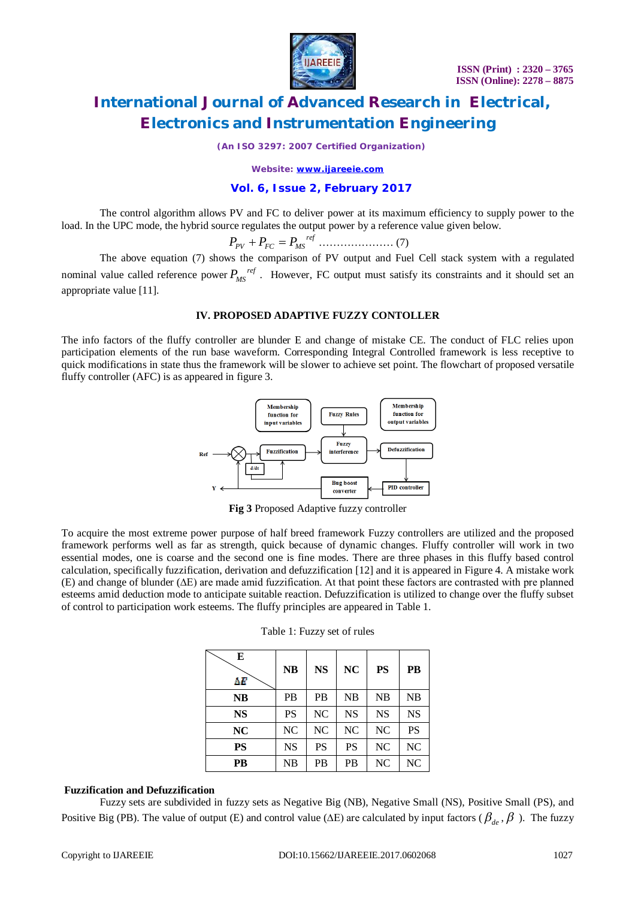The control algorithm allows PV and FC to deliver power at its maximum efficiency to supply power to the load. In the UPC mode, the hybrid source regulates the output power by a reference value given below.

$$P_{PV} + P_{FC} = P_{MS}^{\ \ ref} \quad \ldots\ldots\ldots\ldots\ldots\ldots\ldots (7)$$

The above equation (7) shows the comparison of PV output and Fuel Cell stack system with a regulated nominal value called reference power $P_{MS}^{\ \ ref}$. However, FC output must satisfy its constraints and it should set an appropriate value [11].

## IV. PROPOSED ADAPTIVE FUZZY CONTOLLER

The info factors of the fluffy controller are blunder E and change of mistake CE. The conduct of FLC relies upon participation elements of the run base waveform. Corresponding Integral Controlled framework is less receptive to quick modifications in state thus the framework will be slower to achieve set point. The flowchart of proposed versatile fluffy controller (AFC) is as appeared in figure 3.

**Fig 3** Proposed Adaptive fuzzy controller

To acquire the most extreme power purpose of half breed framework Fuzzy controllers are utilized and the proposed framework performs well as far as strength, quick because of dynamic changes. Fluffy controller will work in two essential modes, one is coarse and the second one is fine modes. There are three phases in this fluffy based control calculation, specifically fuzzification, derivation and defuzzification [12] and it is appeared in Figure 4. A mistake work (E) and change of blunder (ΔE) are made amid fuzzification. At that point these factors are contrasted with pre planned esteems amid deduction mode to anticipate suitable reaction. Defuzzification is utilized to change over the fluffy subset of control to participation work esteems. The fluffy principles are appeared in Table 1.

Table 1: Fuzzy set of rules

| E / ΔE | NB | NS | NC | PS | PB |
|---|---|---|---|---|---|
| **NB** | PB | PB | NB | NB | NB |
| **NS** | PS | NC | NS | NS | NS |
| **NC** | NC | NC | NC | NC | PS |
| **PS** | NS | PS | PS | NC | NC |
| **PB** | NB | PB | PB | NC | NC |

**Fuzzification and Defuzzification**

Fuzzy sets are subdivided in fuzzy sets as Negative Big (NB), Negative Small (NS), Positive Small (PS), and Positive Big (PB). The value of output (E) and control value (ΔE) are calculated by input factors ( $\beta_{de}, \beta$ ). The fuzzy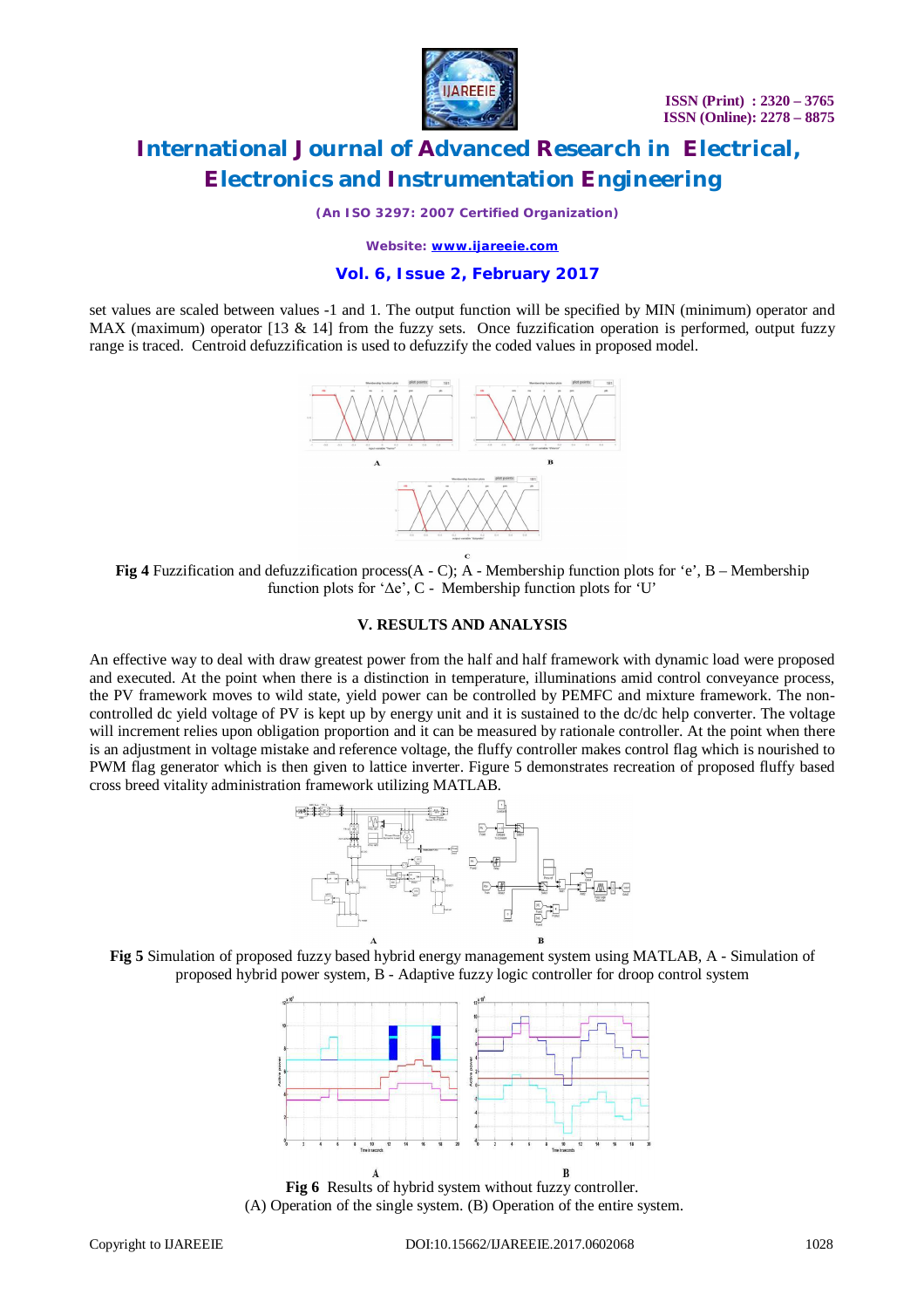set values are scaled between values -1 and 1. The output function will be specified by MIN (minimum) operator and MAX (maximum) operator [13 & 14] from the fuzzy sets. Once fuzzification operation is performed, output fuzzy range is traced. Centroid defuzzification is used to defuzzify the coded values in proposed model.

**Fig 4** Fuzzification and defuzzification process(A - C); A - Membership function plots for 'e', B – Membership function plots for 'Δe', C - Membership function plots for 'U'

## V. RESULTS AND ANALYSIS

An effective way to deal with draw greatest power from the half and half framework with dynamic load were proposed and executed. At the point when there is a distinction in temperature, illuminations amid control conveyance process, the PV framework moves to wild state, yield power can be controlled by PEMFC and mixture framework. The non-controlled dc yield voltage of PV is kept up by energy unit and it is sustained to the dc/dc help converter. The voltage will increment relies upon obligation proportion and it can be measured by rationale controller. At the point when there is an adjustment in voltage mistake and reference voltage, the fluffy controller makes control flag which is nourished to PWM flag generator which is then given to lattice inverter. Figure 5 demonstrates recreation of proposed fluffy based cross breed vitality administration framework utilizing MATLAB.

**Fig 5** Simulation of proposed fuzzy based hybrid energy management system using MATLAB, A - Simulation of proposed hybrid power system, B - Adaptive fuzzy logic controller for droop control system

**Fig 6** Results of hybrid system without fuzzy controller.
(A) Operation of the single system. (B) Operation of the entire system.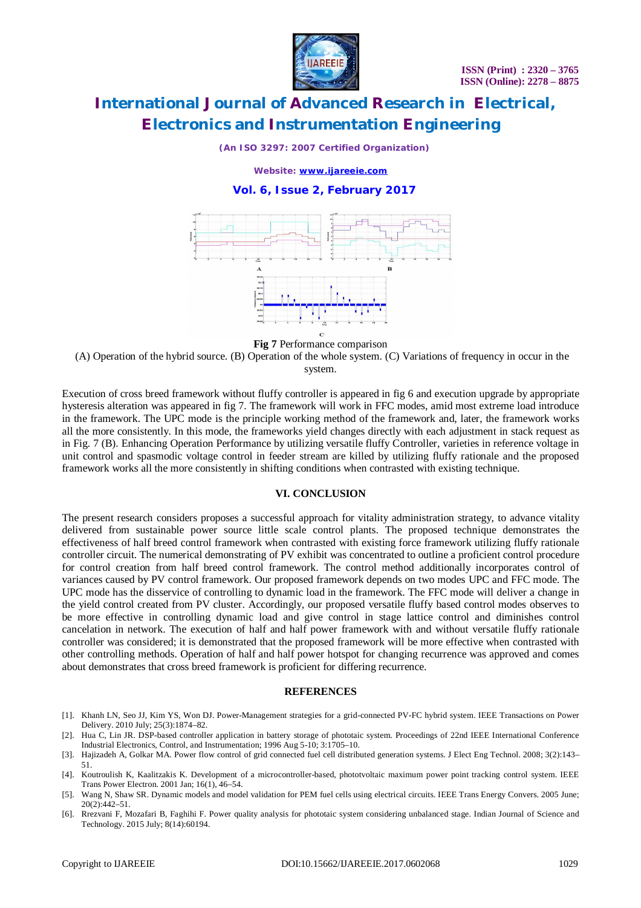**Fig 7** Performance comparison

(A) Operation of the hybrid source. (B) Operation of the whole system. (C) Variations of frequency in occur in the system.

Execution of cross breed framework without fluffy controller is appeared in fig 6 and execution upgrade by appropriate hysteresis alteration was appeared in fig 7. The framework will work in FFC modes, amid most extreme load introduce in the framework. The UPC mode is the principle working method of the framework and, later, the framework works all the more consistently. In this mode, the frameworks yield changes directly with each adjustment in stack request as in Fig. 7 (B). Enhancing Operation Performance by utilizing versatile fluffy Controller, varieties in reference voltage in unit control and spasmodic voltage control in feeder stream are killed by utilizing fluffy rationale and the proposed framework works all the more consistently in shifting conditions when contrasted with existing technique.

## VI. CONCLUSION

The present research considers proposes a successful approach for vitality administration strategy, to advance vitality delivered from sustainable power source little scale control plants. The proposed technique demonstrates the effectiveness of half breed control framework when contrasted with existing force framework utilizing fluffy rationale controller circuit. The numerical demonstrating of PV exhibit was concentrated to outline a proficient control procedure for control creation from half breed control framework. The control method additionally incorporates control of variances caused by PV control framework. Our proposed framework depends on two modes UPC and FFC mode. The UPC mode has the disservice of controlling to dynamic load in the framework. The FFC mode will deliver a change in the yield control created from PV cluster. Accordingly, our proposed versatile fluffy based control modes observes to be more effective in controlling dynamic load and give control in stage lattice control and diminishes control cancelation in network. The execution of half and half power framework with and without versatile fluffy rationale controller was considered; it is demonstrated that the proposed framework will be more effective when contrasted with other controlling methods. Operation of half and half power hotspot for changing recurrence was approved and comes about demonstrates that cross breed framework is proficient for differing recurrence.

## REFERENCES

[1]. Khanh LN, Seo JJ, Kim YS, Won DJ. Power-Management strategies for a grid-connected PV-FC hybrid system. IEEE Transactions on Power Delivery. 2010 July; 25(3):1874–82.

[2]. Hua C, Lin JR. DSP-based controller application in battery storage of phototaic system. Proceedings of 22nd IEEE International Conference Industrial Electronics, Control, and Instrumentation; 1996 Aug 5-10; 3:1705–10.

[3]. Hajizadeh A, Golkar MA. Power flow control of grid connected fuel cell distributed generation systems. J Elect Eng Technol. 2008; 3(2):143–51.

[4]. Koutroulish K, Kaalitzakis K. Development of a microcontroller-based, phototvoltaic maximum power point tracking control system. IEEE Trans Power Electron. 2001 Jan; 16(1), 46–54.

[5]. Wang N, Shaw SR. Dynamic models and model validation for PEM fuel cells using electrical circuits. IEEE Trans Energy Convers. 2005 June; 20(2):442–51.

[6]. Rrezvani F, Mozafari B, Faghihi F. Power quality analysis for phototaic system considering unbalanced stage. Indian Journal of Science and Technology. 2015 July; 8(14):60194.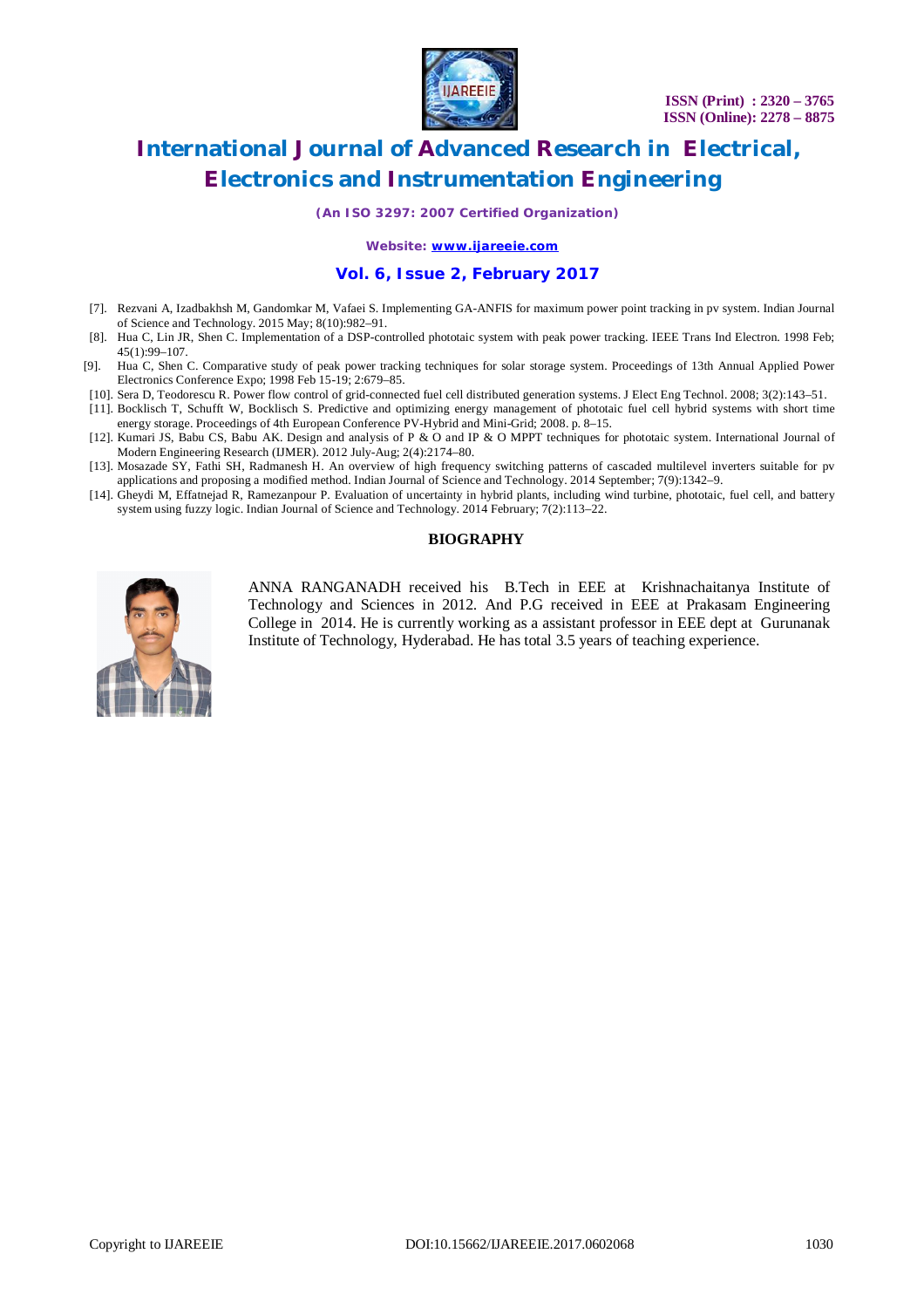[7]. Rezvani A, Izadbakhsh M, Gandomkar M, Vafaei S. Implementing GA-ANFIS for maximum power point tracking in pv system. Indian Journal of Science and Technology. 2015 May; 8(10):982–91.

[8]. Hua C, Lin JR, Shen C. Implementation of a DSP-controlled phototaic system with peak power tracking. IEEE Trans Ind Electron. 1998 Feb; 45(1):99–107.

[9]. Hua C, Shen C. Comparative study of peak power tracking techniques for solar storage system. Proceedings of 13th Annual Applied Power Electronics Conference Expo; 1998 Feb 15-19; 2:679–85.

[10]. Sera D, Teodorescu R. Power flow control of grid-connected fuel cell distributed generation systems. J Elect Eng Technol. 2008; 3(2):143–51.

[11]. Bocklisch T, Schufft W, Bocklisch S. Predictive and optimizing energy management of phototaic fuel cell hybrid systems with short time energy storage. Proceedings of 4th European Conference PV-Hybrid and Mini-Grid; 2008. p. 8–15.

[12]. Kumari JS, Babu CS, Babu AK. Design and analysis of P & O and IP & O MPPT techniques for phototaic system. International Journal of Modern Engineering Research (IJMER). 2012 July-Aug; 2(4):2174–80.

[13]. Mosazade SY, Fathi SH, Radmanesh H. An overview of high frequency switching patterns of cascaded multilevel inverters suitable for pv applications and proposing a modified method. Indian Journal of Science and Technology. 2014 September; 7(9):1342–9.

[14]. Gheydi M, Effatnejad R, Ramezanpour P. Evaluation of uncertainty in hybrid plants, including wind turbine, phototaic, fuel cell, and battery system using fuzzy logic. Indian Journal of Science and Technology. 2014 February; 7(2):113–22.

## BIOGRAPHY

ANNA RANGANADH received his B.Tech in EEE at Krishnachaitanya Institute of Technology and Sciences in 2012. And P.G received in EEE at Prakasam Engineering College in 2014. He is currently working as a assistant professor in EEE dept at Gurunanak Institute of Technology, Hyderabad. He has total 3.5 years of teaching experience.